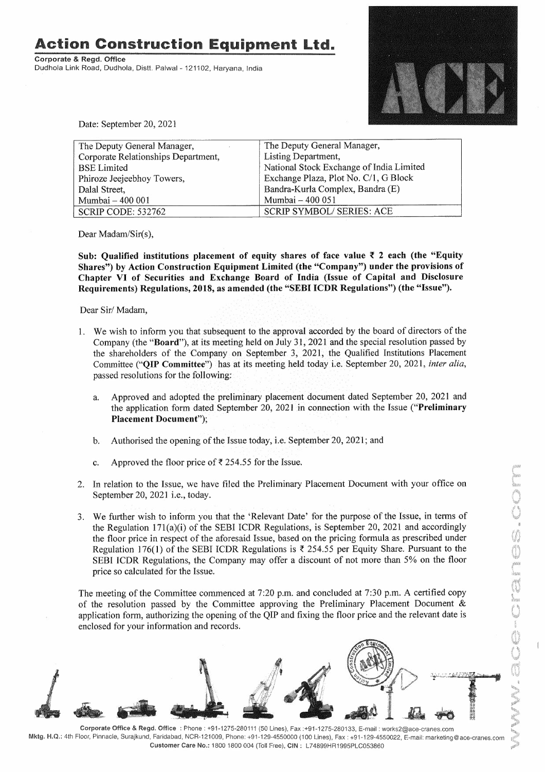# Action Construction Equipment Ltd.

**Corporate & Regd. Office**
Dudhola Link Road, Dudhola, Distt. Palwal - 121102, Haryana, India

Date: September 20, 2021

| The Deputy General Manager,<br>Corporate Relationships Department,<br>BSE Limited<br>Phiroze Jeejeebhoy Towers,<br>Dalal Street,<br>Mumbai – 400 001 | The Deputy General Manager,<br>Listing Department,<br>National Stock Exchange of India Limited<br>Exchange Plaza, Plot No. C/1, G Block<br>Bandra-Kurla Complex, Bandra (E)<br>Mumbai – 400 051 |
|---|---|
| SCRIP CODE: 532762 | SCRIP SYMBOL/ SERIES: ACE |

Dear Madam/Sir(s),

**Sub: Qualified institutions placement of equity shares of face value ₹ 2 each (the "Equity Shares") by Action Construction Equipment Limited (the "Company") under the provisions of Chapter VI of Securities and Exchange Board of India (Issue of Capital and Disclosure Requirements) Regulations, 2018, as amended (the "SEBI ICDR Regulations") (the "Issue").**

Dear Sir/ Madam,

1. We wish to inform you that subsequent to the approval accorded by the board of directors of the Company (the "**Board**"), at its meeting held on July 31, 2021 and the special resolution passed by the shareholders of the Company on September 3, 2021, the Qualified Institutions Placement Committee ("**QIP Committee**") has at its meeting held today i.e. September 20, 2021, *inter alia*, passed resolutions for the following:

   a. Approved and adopted the preliminary placement document dated September 20, 2021 and the application form dated September 20, 2021 in connection with the Issue ("**Preliminary Placement Document**");

   b. Authorised the opening of the Issue today, i.e. September 20, 2021; and

   c. Approved the floor price of ₹ 254.55 for the Issue.

2. In relation to the Issue, we have filed the Preliminary Placement Document with your office on September 20, 2021 i.e., today.

3. We further wish to inform you that the 'Relevant Date' for the purpose of the Issue, in terms of the Regulation 171(a)(i) of the SEBI ICDR Regulations, is September 20, 2021 and accordingly the floor price in respect of the aforesaid Issue, based on the pricing formula as prescribed under Regulation 176(1) of the SEBI ICDR Regulations is ₹ 254.55 per Equity Share. Pursuant to the SEBI ICDR Regulations, the Company may offer a discount of not more than 5% on the floor price so calculated for the Issue.

The meeting of the Committee commenced at 7:20 p.m. and concluded at 7:30 p.m. A certified copy of the resolution passed by the Committee approving the Preliminary Placement Document & application form, authorizing the opening of the QIP and fixing the floor price and the relevant date is enclosed for your information and records.

**Corporate Office & Regd. Office** : Phone : +91-1275-280111 (50 Lines), Fax :+91-1275-280133, E-mail : works2@ace-cranes.com
**Mktg. H.Q.:** 4th Floor, Pinnacle, Surajkund, Faridabad, NCR-121009, Phone: +91-129-4550000 (100 Lines), Fax : +91-129-4550022, E-mail: marketing@ace-cranes.com
**Customer Care No.:** 1800 1800 004 (Toll Free), **CIN** : L74899HR1995PLC053860

www.ace-cranes.com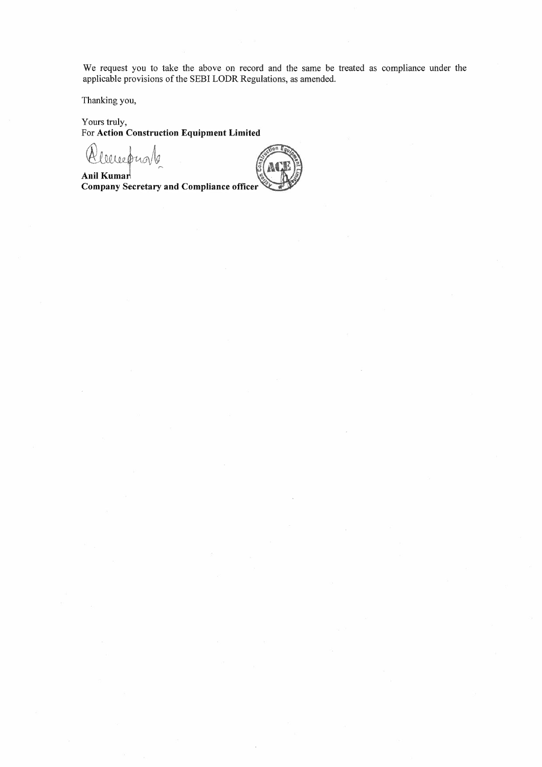We request you to take the above on record and the same be treated as compliance under the applicable provisions of the SEBI LODR Regulations, as amended.

Thanking you,

Yours truly,
For **Action Construction Equipment Limited**

**Anil Kumar**
**Company Secretary and Compliance officer**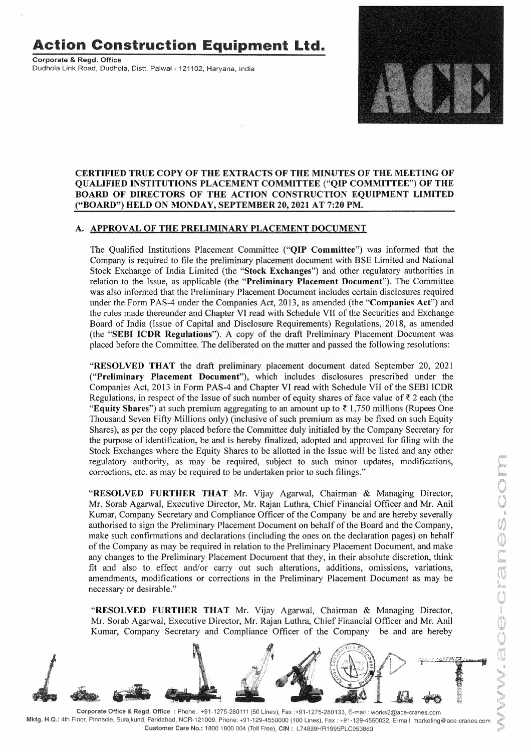# Action Construction Equipment Ltd.

**Corporate & Regd. Office**
Dudhola Link Road, Dudhola, Distt. Palwal - 121102, Haryana, India

**CERTIFIED TRUE COPY OF THE EXTRACTS OF THE MINUTES OF THE MEETING OF QUALIFIED INSTITUTIONS PLACEMENT COMMITTEE ("QIP COMMITTEE") OF THE BOARD OF DIRECTORS OF THE ACTION CONSTRUCTION EQUIPMENT LIMITED ("BOARD") HELD ON MONDAY, SEPTEMBER 20, 2021 AT 7:20 PM.**

## A. APPROVAL OF THE PRELIMINARY PLACEMENT DOCUMENT

The Qualified Institutions Placement Committee ("**QIP Committee**") was informed that the Company is required to file the preliminary placement document with BSE Limited and National Stock Exchange of India Limited (the "**Stock Exchanges**") and other regulatory authorities in relation to the Issue, as applicable (the "**Preliminary Placement Document**"). The Committee was also informed that the Preliminary Placement Document includes certain disclosures required under the Form PAS-4 under the Companies Act, 2013, as amended (the "**Companies Act**") and the rules made thereunder and Chapter VI read with Schedule VII of the Securities and Exchange Board of India (Issue of Capital and Disclosure Requirements) Regulations, 2018, as amended (the "**SEBI ICDR Regulations**"). A copy of the draft Preliminary Placement Document was placed before the Committee. The deliberated on the matter and passed the following resolutions:

"**RESOLVED THAT** the draft preliminary placement document dated September 20, 2021 ("**Preliminary Placement Document**"), which includes disclosures prescribed under the Companies Act, 2013 in Form PAS-4 and Chapter VI read with Schedule VII of the SEBI ICDR Regulations, in respect of the Issue of such number of equity shares of face value of ₹ 2 each (the "**Equity Shares**") at such premium aggregating to an amount up to ₹ 1,750 millions (Rupees One Thousand Seven Fifty Millions only) (inclusive of such premium as may be fixed on such Equity Shares), as per the copy placed before the Committee duly initialed by the Company Secretary for the purpose of identification, be and is hereby finalized, adopted and approved for filing with the Stock Exchanges where the Equity Shares to be allotted in the Issue will be listed and any other regulatory authority, as may be required, subject to such minor updates, modifications, corrections, etc. as may be required to be undertaken prior to such filings."

"**RESOLVED FURTHER THAT** Mr. Vijay Agarwal, Chairman & Managing Director, Mr. Sorab Agarwal, Executive Director, Mr. Rajan Luthra, Chief Financial Officer and Mr. Anil Kumar, Company Secretary and Compliance Officer of the Company be and are hereby severally authorised to sign the Preliminary Placement Document on behalf of the Board and the Company, make such confirmations and declarations (including the ones on the declaration pages) on behalf of the Company as may be required in relation to the Preliminary Placement Document, and make any changes to the Preliminary Placement Document that they, in their absolute discretion, think fit and also to effect and/or carry out such alterations, additions, omissions, variations, amendments, modifications or corrections in the Preliminary Placement Document as may be necessary or desirable."

"**RESOLVED FURTHER THAT** Mr. Vijay Agarwal, Chairman & Managing Director, Mr. Sorab Agarwal, Executive Director, Mr. Rajan Luthra, Chief Financial Officer and Mr. Anil Kumar, Company Secretary and Compliance Officer of the Company be and are hereby

**Corporate Office & Regd. Office** : Phone : +91-1275-280111 (50 Lines), Fax :+91-1275-280133, E-mail : works2@ace-cranes.com
**Mktg. H.Q.:** 4th Floor, Pinnacle, Surajkund, Faridabad, NCR-121009, Phone: +91-129-4550000 (100 Lines), Fax : +91-129-4550022, E-mail: marketing@ace-cranes.com
**Customer Care No.:** 1800 1800 004 (Toll Free), **CIN :** L74899HR1995PLC053860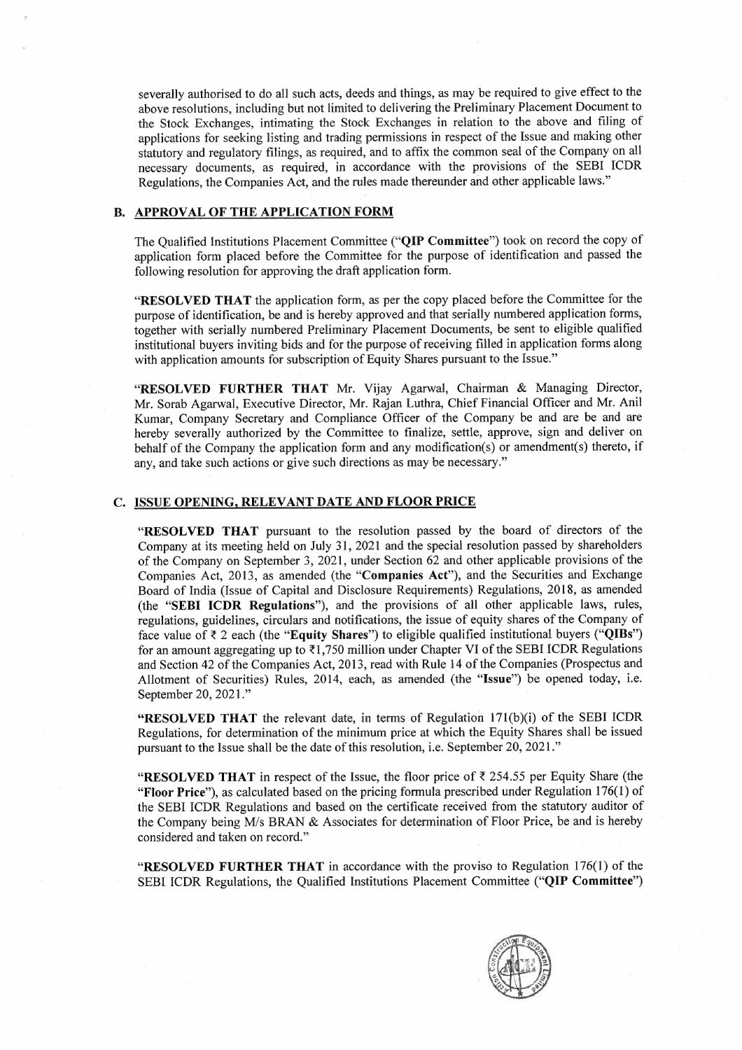severally authorised to do all such acts, deeds and things, as may be required to give effect to the above resolutions, including but not limited to delivering the Preliminary Placement Document to the Stock Exchanges, intimating the Stock Exchanges in relation to the above and filing of applications for seeking listing and trading permissions in respect of the Issue and making other statutory and regulatory filings, as required, and to affix the common seal of the Company on all necessary documents, as required, in accordance with the provisions of the SEBI ICDR Regulations, the Companies Act, and the rules made thereunder and other applicable laws."

## B. APPROVAL OF THE APPLICATION FORM

The Qualified Institutions Placement Committee ("**QIP Committee**") took on record the copy of application form placed before the Committee for the purpose of identification and passed the following resolution for approving the draft application form.

"**RESOLVED THAT** the application form, as per the copy placed before the Committee for the purpose of identification, be and is hereby approved and that serially numbered application forms, together with serially numbered Preliminary Placement Documents, be sent to eligible qualified institutional buyers inviting bids and for the purpose of receiving filled in application forms along with application amounts for subscription of Equity Shares pursuant to the Issue."

"**RESOLVED FURTHER THAT** Mr. Vijay Agarwal, Chairman & Managing Director, Mr. Sorab Agarwal, Executive Director, Mr. Rajan Luthra, Chief Financial Officer and Mr. Anil Kumar, Company Secretary and Compliance Officer of the Company be and are be and are hereby severally authorized by the Committee to finalize, settle, approve, sign and deliver on behalf of the Company the application form and any modification(s) or amendment(s) thereto, if any, and take such actions or give such directions as may be necessary."

## C. ISSUE OPENING, RELEVANT DATE AND FLOOR PRICE

"**RESOLVED THAT** pursuant to the resolution passed by the board of directors of the Company at its meeting held on July 31, 2021 and the special resolution passed by shareholders of the Company on September 3, 2021, under Section 62 and other applicable provisions of the Companies Act, 2013, as amended (the "**Companies Act**"), and the Securities and Exchange Board of India (Issue of Capital and Disclosure Requirements) Regulations, 2018, as amended (the "**SEBI ICDR Regulations**"), and the provisions of all other applicable laws, rules, regulations, guidelines, circulars and notifications, the issue of equity shares of the Company of face value of ₹ 2 each (the "**Equity Shares**") to eligible qualified institutional buyers ("**QIBs**") for an amount aggregating up to ₹1,750 million under Chapter VI of the SEBI ICDR Regulations and Section 42 of the Companies Act, 2013, read with Rule 14 of the Companies (Prospectus and Allotment of Securities) Rules, 2014, each, as amended (the "**Issue**") be opened today, i.e. September 20, 2021."

"**RESOLVED THAT** the relevant date, in terms of Regulation 171(b)(i) of the SEBI ICDR Regulations, for determination of the minimum price at which the Equity Shares shall be issued pursuant to the Issue shall be the date of this resolution, i.e. September 20, 2021."

"**RESOLVED THAT** in respect of the Issue, the floor price of ₹ 254.55 per Equity Share (the "**Floor Price**"), as calculated based on the pricing formula prescribed under Regulation 176(1) of the SEBI ICDR Regulations and based on the certificate received from the statutory auditor of the Company being M/s BRAN & Associates for determination of Floor Price, be and is hereby considered and taken on record."

"**RESOLVED FURTHER THAT** in accordance with the proviso to Regulation 176(1) of the SEBI ICDR Regulations, the Qualified Institutions Placement Committee ("**QIP Committee**")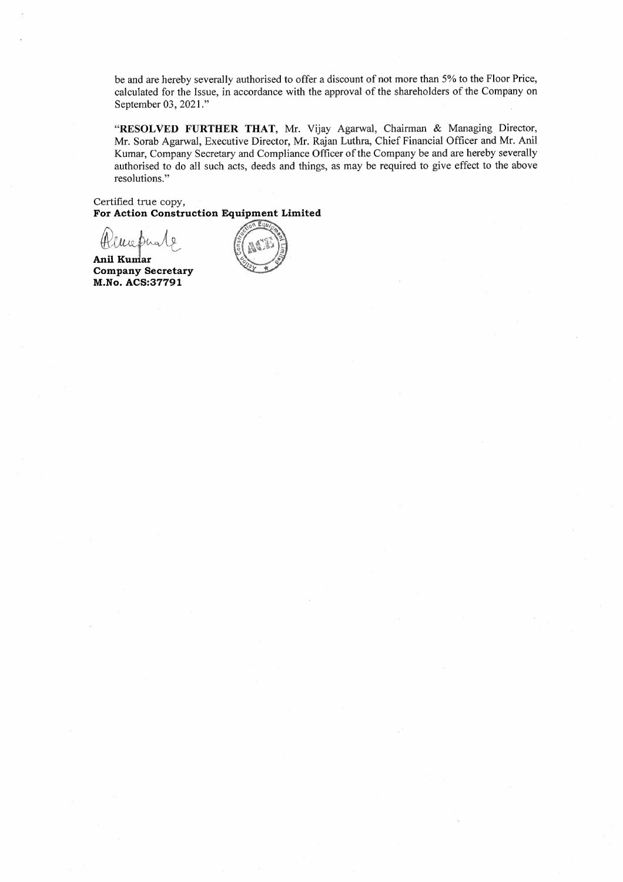be and are hereby severally authorised to offer a discount of not more than 5% to the Floor Price, calculated for the Issue, in accordance with the approval of the shareholders of the Company on September 03, 2021."

"**RESOLVED FURTHER THAT**, Mr. Vijay Agarwal, Chairman & Managing Director, Mr. Sorab Agarwal, Executive Director, Mr. Rajan Luthra, Chief Financial Officer and Mr. Anil Kumar, Company Secretary and Compliance Officer of the Company be and are hereby severally authorised to do all such acts, deeds and things, as may be required to give effect to the above resolutions."

Certified true copy,
**For Action Construction Equipment Limited**

**Anil Kumar**
**Company Secretary**
**M.No. ACS:37791**